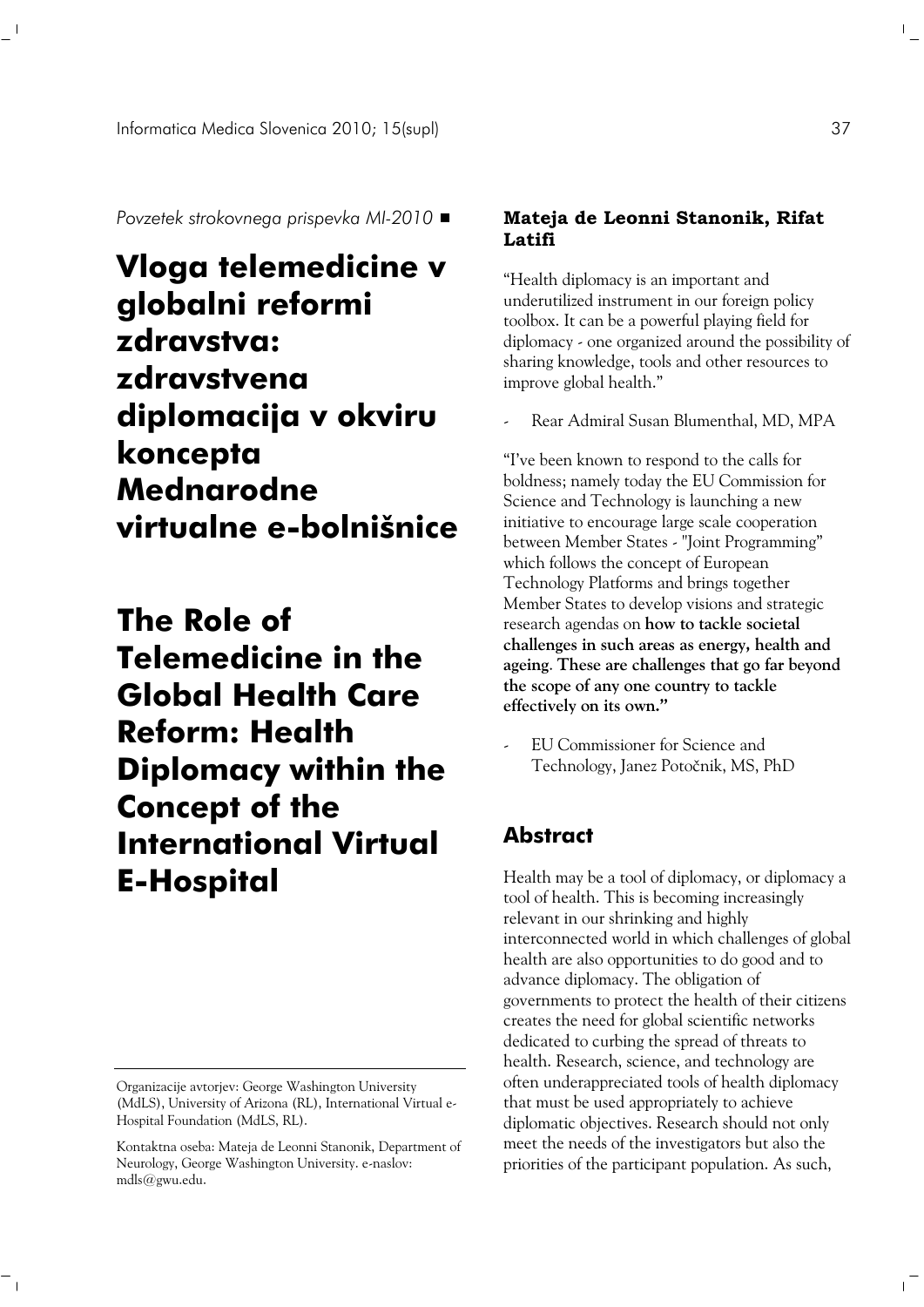*Povzetek strokovnega prispevka MI-2010* ■

# Vloga telemedicine v globalni reformi zdravstva: zdravstvena diplomacija v okviru koncepta Mednarodne virtualne e-bolnišnice

# The Role of Telemedicine in the Global Health Care Reform: Health Diplomacy within the Concept of the International Virtual E-Hospital

Organizacije avtorjev: George Washington University (MdLS), University of Arizona (RL), International Virtual e-Hospital Foundation (MdLS, RL).

Kontaktna oseba: Mateja de Leonni Stanonik, Department of Neurology, George Washington University. e-naslov: mdls@gwu.edu.

**Mateja de Leonni Stanonik, Rifat Latifi**

"Health diplomacy is an important and underutilized instrument in our foreign policy toolbox. It can be a powerful playing field for diplomacy - one organized around the possibility of sharing knowledge, tools and other resources to improve global health."

- Rear Admiral Susan Blumenthal, MD, MPA

"I've been known to respond to the calls for boldness; namely today the EU Commission for Science and Technology is launching a new initiative to encourage large scale cooperation between Member States - "Joint Programming" which follows the concept of European Technology Platforms and brings together Member States to develop visions and strategic research agendas on **how to tackle societal challenges in such areas as energy, health and ageing. These are challenges that go far beyond the scope of any one country to tackle effectively on its own."**

- EU Commissioner for Science and Technology, Janez Potočnik, MS, PhD

## Abstract

Health may be a tool of diplomacy, or diplomacy a tool of health. This is becoming increasingly relevant in our shrinking and highly interconnected world in which challenges of global health are also opportunities to do good and to advance diplomacy. The obligation of governments to protect the health of their citizens creates the need for global scientific networks dedicated to curbing the spread of threats to health. Research, science, and technology are often underappreciated tools of health diplomacy that must be used appropriately to achieve diplomatic objectives. Research should not only meet the needs of the investigators but also the priorities of the participant population. As such,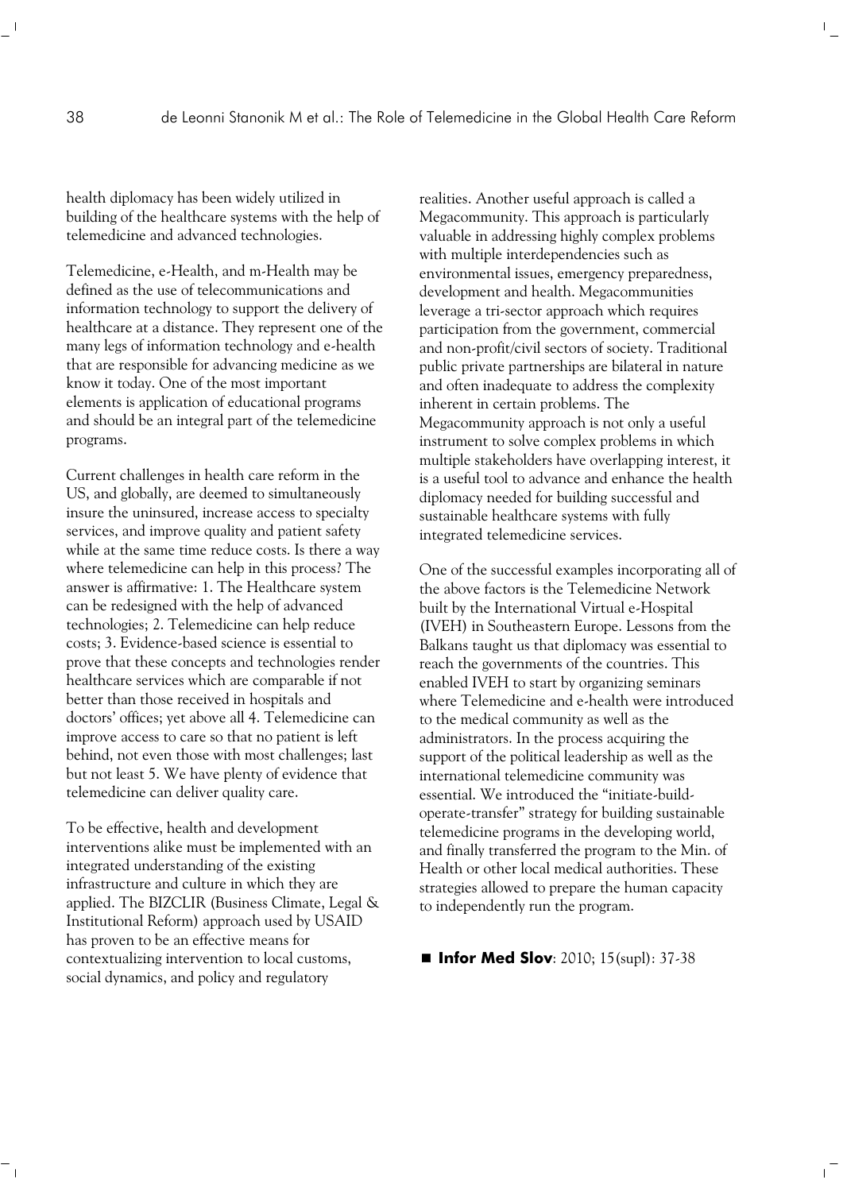health diplomacy has been widely utilized in building of the healthcare systems with the help of telemedicine and advanced technologies.

Telemedicine, e-Health, and m-Health may be defined as the use of telecommunications and information technology to support the delivery of healthcare at a distance. They represent one of the many legs of information technology and e-health that are responsible for advancing medicine as we know it today. One of the most important elements is application of educational programs and should be an integral part of the telemedicine programs.

Current challenges in health care reform in the US, and globally, are deemed to simultaneously insure the uninsured, increase access to specialty services, and improve quality and patient safety while at the same time reduce costs. Is there a way where telemedicine can help in this process? The answer is affirmative: 1. The Healthcare system can be redesigned with the help of advanced technologies; 2. Telemedicine can help reduce costs; 3. Evidence-based science is essential to prove that these concepts and technologies render healthcare services which are comparable if not better than those received in hospitals and doctors' offices; yet above all 4. Telemedicine can improve access to care so that no patient is left behind, not even those with most challenges; last but not least 5. We have plenty of evidence that telemedicine can deliver quality care.

To be effective, health and development interventions alike must be implemented with an integrated understanding of the existing infrastructure and culture in which they are applied. The BIZCLIR (Business Climate, Legal & Institutional Reform) approach used by USAID has proven to be an effective means for contextualizing intervention to local customs, social dynamics, and policy and regulatory realities. Another useful approach is called a Megacommunity. This approach is particularly valuable in addressing highly complex problems with multiple interdependencies such as environmental issues, emergency preparedness, development and health. Megacommunities leverage a tri-sector approach which requires participation from the government, commercial and non-profit/civil sectors of society. Traditional public private partnerships are bilateral in nature and often inadequate to address the complexity inherent in certain problems. The Megacommunity approach is not only a useful instrument to solve complex problems in which multiple stakeholders have overlapping interest, it is a useful tool to advance and enhance the health diplomacy needed for building successful and sustainable healthcare systems with fully integrated telemedicine services.

One of the successful examples incorporating all of the above factors is the Telemedicine Network built by the International Virtual e-Hospital (IVEH) in Southeastern Europe. Lessons from the Balkans taught us that diplomacy was essential to reach the governments of the countries. This enabled IVEH to start by organizing seminars where Telemedicine and e-health were introduced to the medical community as well as the administrators. In the process acquiring the support of the political leadership as well as the international telemedicine community was essential. We introduced the "initiate-build-operate-transfer" strategy for building sustainable telemedicine programs in the developing world, and finally transferred the program to the Min. of Health or other local medical authorities. These strategies allowed to prepare the human capacity to independently run the program.

■ **Infor Med Slov**: 2010; 15(supl): 37-38